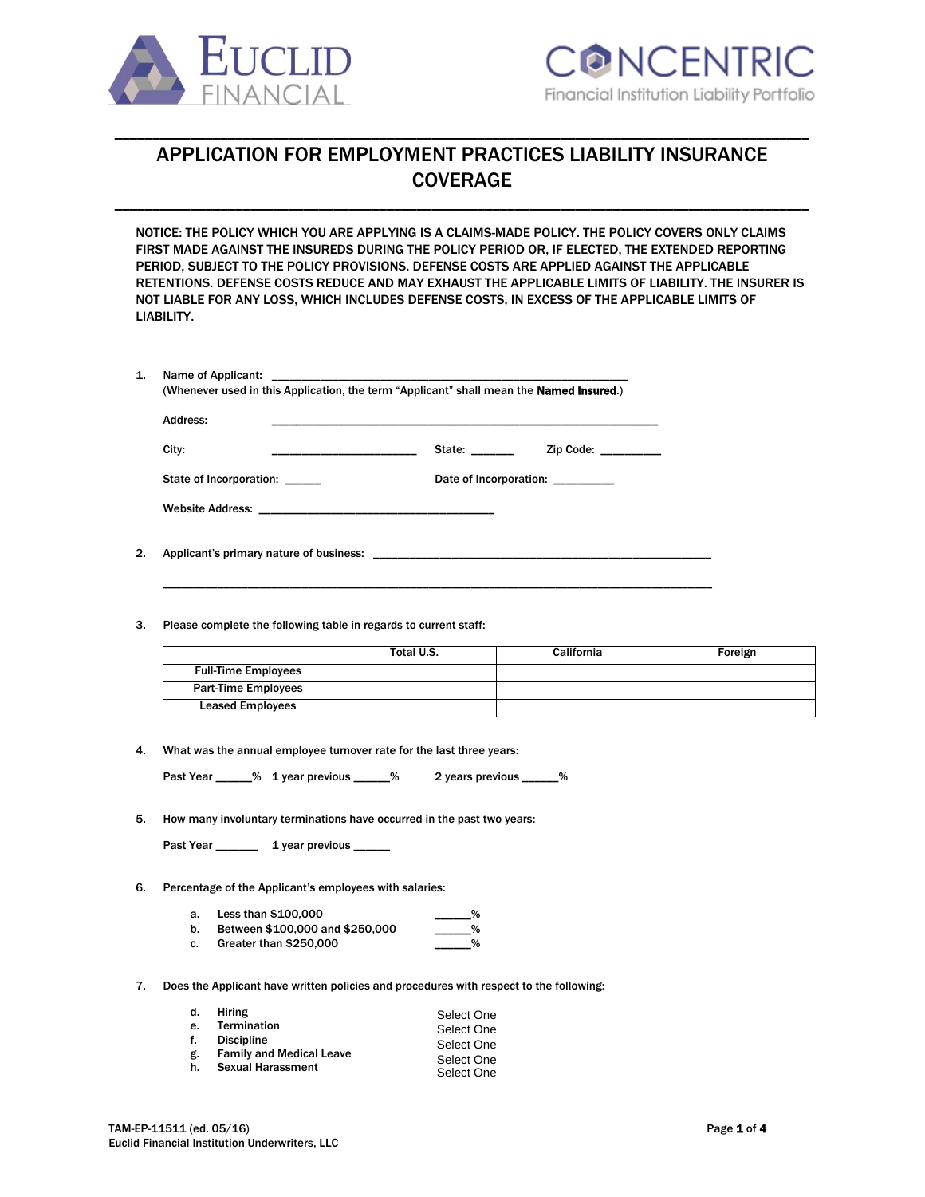EUCLID FINANCIAL

CONCENTRIC
Financial Institution Liability Portfolio

# APPLICATION FOR EMPLOYMENT PRACTICES LIABILITY INSURANCE COVERAGE

NOTICE: THE POLICY WHICH YOU ARE APPLYING IS A CLAIMS-MADE POLICY. THE POLICY COVERS ONLY CLAIMS FIRST MADE AGAINST THE INSUREDS DURING THE POLICY PERIOD OR, IF ELECTED, THE EXTENDED REPORTING PERIOD, SUBJECT TO THE POLICY PROVISIONS. DEFENSE COSTS ARE APPLIED AGAINST THE APPLICABLE RETENTIONS. DEFENSE COSTS REDUCE AND MAY EXHAUST THE APPLICABLE LIMITS OF LIABILITY. THE INSURER IS NOT LIABLE FOR ANY LOSS, WHICH INCLUDES DEFENSE COSTS, IN EXCESS OF THE APPLICABLE LIMITS OF LIABILITY.

1. Name of Applicant: ______________________________________________________
   (Whenever used in this Application, the term "Applicant" shall mean the **Named Insured**.)

   Address: ______________________________________________________

   City: ______________________ State: ______ Zip Code: _________

   State of Incorporation: ______ Date of Incorporation: _________

   Website Address: ____________________________________

2. Applicant's primary nature of business: ____________________________________________________

   ______________________________________________________________________________________

3. Please complete the following table in regards to current staff:

| | Total U.S. | California | Foreign |
|---|---|---|---|
| Full-Time Employees | | | |
| Part-Time Employees | | | |
| Leased Employees | | | |

4. What was the annual employee turnover rate for the last three years:

   Past Year _____% 1 year previous _____% 2 years previous _____%

5. How many involuntary terminations have occurred in the past two years:

   Past Year ______ 1 year previous _____

6. Percentage of the Applicant's employees with salaries:

   a. Less than $100,000 _____%
   b. Between $100,000 and $250,000 _____%
   c. Greater than $250,000 _____%

7. Does the Applicant have written policies and procedures with respect to the following:

   d. Hiring Select One
   e. Termination Select One
   f. Discipline Select One
   g. Family and Medical Leave Select One
   h. Sexual Harassment Select One

TAM-EP-11511 (ed. 05/16)
Euclid Financial Institution Underwriters, LLC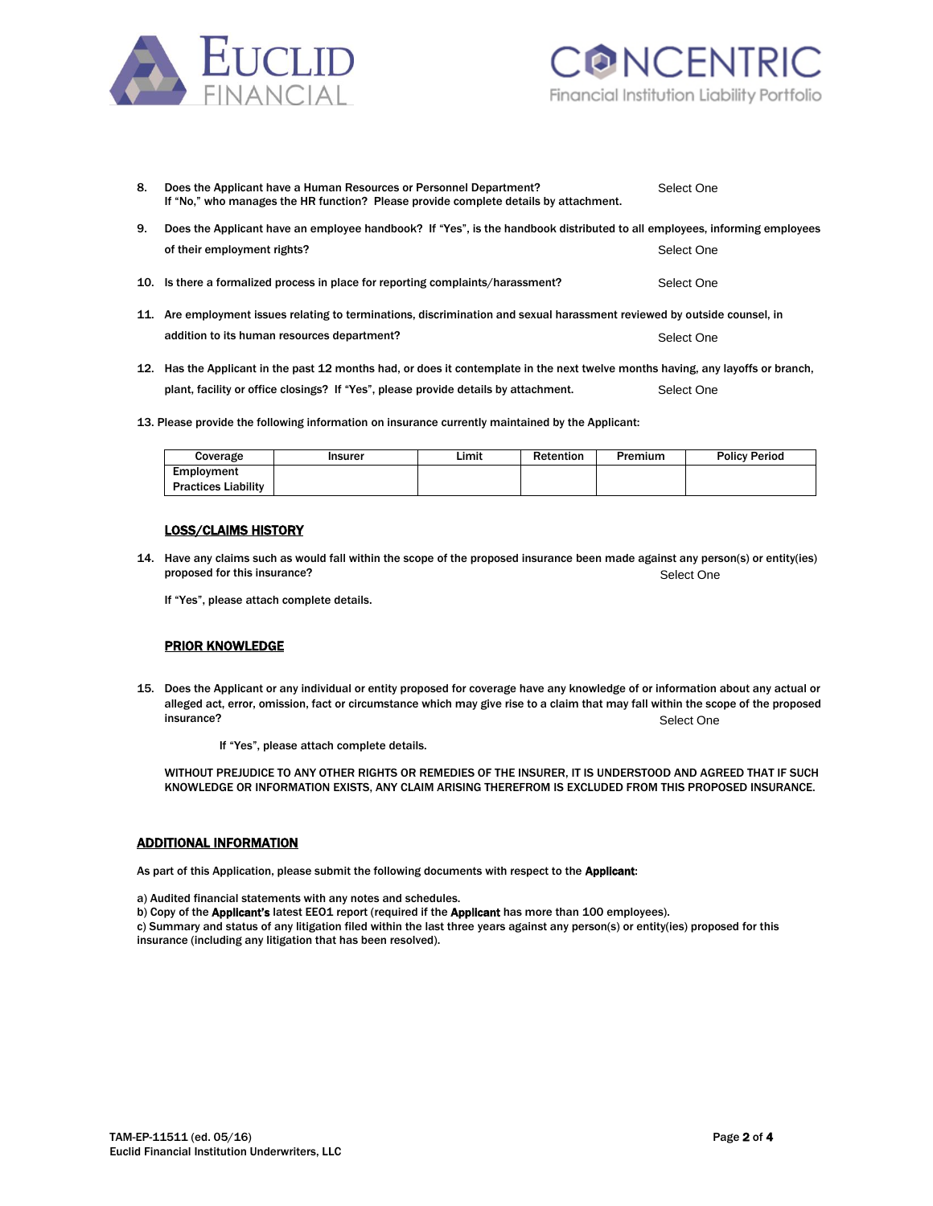8. Does the Applicant have a Human Resources or Personnel Department? Select One
   If "No," who manages the HR function? Please provide complete details by attachment.

9. Does the Applicant have an employee handbook? If "Yes", is the handbook distributed to all employees, informing employees of their employment rights? Select One

10. Is there a formalized process in place for reporting complaints/harassment? Select One

11. Are employment issues relating to terminations, discrimination and sexual harassment reviewed by outside counsel, in addition to its human resources department? Select One

12. Has the Applicant in the past 12 months had, or does it contemplate in the next twelve months having, any layoffs or branch, plant, facility or office closings? If "Yes", please provide details by attachment. Select One

13. Please provide the following information on insurance currently maintained by the Applicant:

| Coverage | Insurer | Limit | Retention | Premium | Policy Period |
|---|---|---|---|---|---|
| Employment Practices Liability | | | | | |

## LOSS/CLAIMS HISTORY

14. Have any claims such as would fall within the scope of the proposed insurance been made against any person(s) or entity(ies) proposed for this insurance? Select One

    If "Yes", please attach complete details.

## PRIOR KNOWLEDGE

15. Does the Applicant or any individual or entity proposed for coverage have any knowledge of or information about any actual or alleged act, error, omission, fact or circumstance which may give rise to a claim that may fall within the scope of the proposed insurance? Select One

    If "Yes", please attach complete details.

WITHOUT PREJUDICE TO ANY OTHER RIGHTS OR REMEDIES OF THE INSURER, IT IS UNDERSTOOD AND AGREED THAT IF SUCH KNOWLEDGE OR INFORMATION EXISTS, ANY CLAIM ARISING THEREFROM IS EXCLUDED FROM THIS PROPOSED INSURANCE.

## ADDITIONAL INFORMATION

As part of this Application, please submit the following documents with respect to the **Applicant**:

a) Audited financial statements with any notes and schedules.
b) Copy of the **Applicant's** latest EEO1 report (required if the **Applicant** has more than 100 employees).
c) Summary and status of any litigation filed within the last three years against any person(s) or entity(ies) proposed for this insurance (including any litigation that has been resolved).

TAM-EP-11511 (ed. 05/16)
Euclid Financial Institution Underwriters, LLC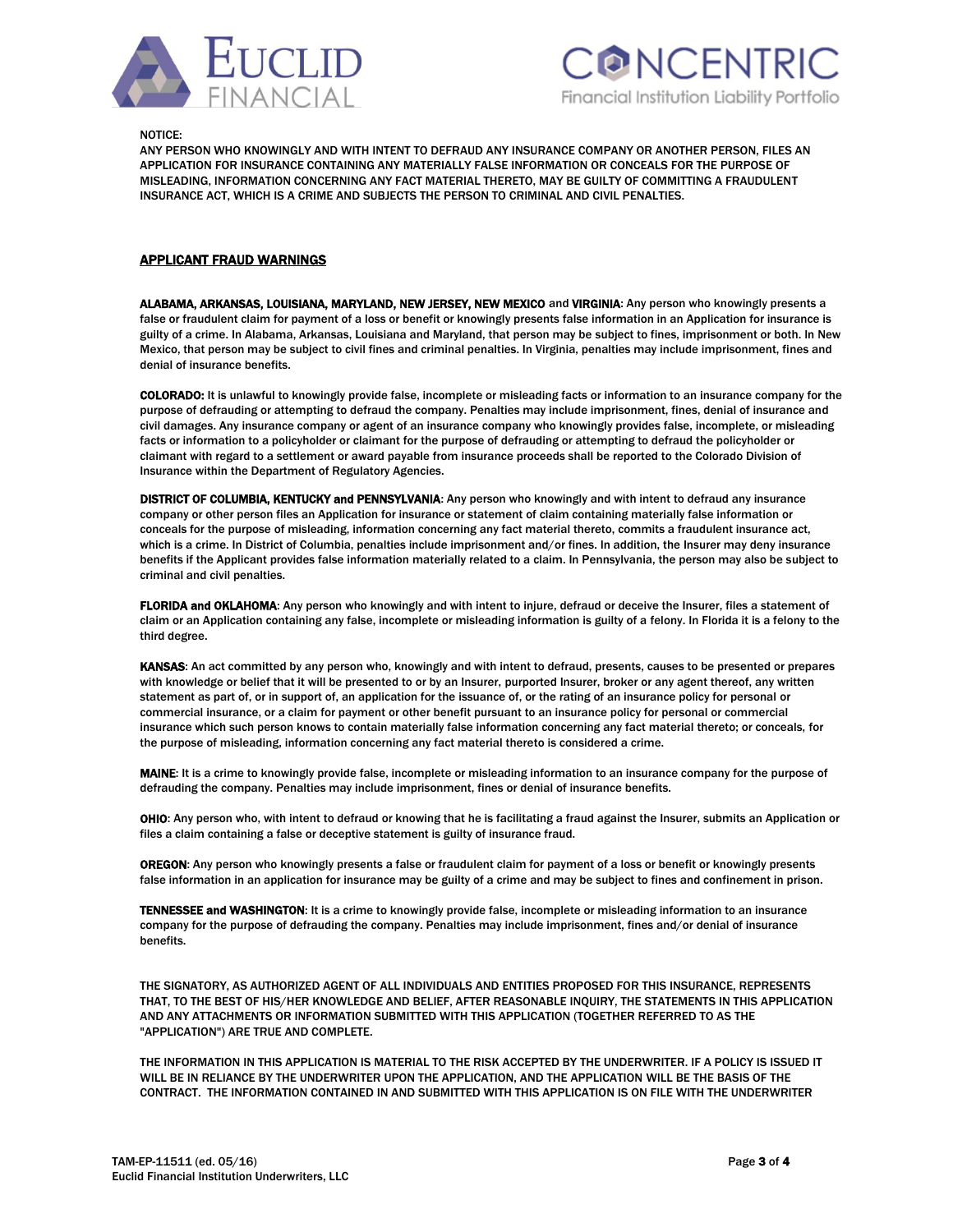NOTICE:

ANY PERSON WHO KNOWINGLY AND WITH INTENT TO DEFRAUD ANY INSURANCE COMPANY OR ANOTHER PERSON, FILES AN APPLICATION FOR INSURANCE CONTAINING ANY MATERIALLY FALSE INFORMATION OR CONCEALS FOR THE PURPOSE OF MISLEADING, INFORMATION CONCERNING ANY FACT MATERIAL THERETO, MAY BE GUILTY OF COMMITTING A FRAUDULENT INSURANCE ACT, WHICH IS A CRIME AND SUBJECTS THE PERSON TO CRIMINAL AND CIVIL PENALTIES.

## APPLICANT FRAUD WARNINGS

**ALABAMA, ARKANSAS, LOUISIANA, MARYLAND, NEW JERSEY, NEW MEXICO** and **VIRGINIA**: Any person who knowingly presents a false or fraudulent claim for payment of a loss or benefit or knowingly presents false information in an Application for insurance is guilty of a crime. In Alabama, Arkansas, Louisiana and Maryland, that person may be subject to fines, imprisonment or both. In New Mexico, that person may be subject to civil fines and criminal penalties. In Virginia, penalties may include imprisonment, fines and denial of insurance benefits.

**COLORADO:** It is unlawful to knowingly provide false, incomplete or misleading facts or information to an insurance company for the purpose of defrauding or attempting to defraud the company. Penalties may include imprisonment, fines, denial of insurance and civil damages. Any insurance company or agent of an insurance company who knowingly provides false, incomplete, or misleading facts or information to a policyholder or claimant for the purpose of defrauding or attempting to defraud the policyholder or claimant with regard to a settlement or award payable from insurance proceeds shall be reported to the Colorado Division of Insurance within the Department of Regulatory Agencies.

**DISTRICT OF COLUMBIA, KENTUCKY and PENNSYLVANIA**: Any person who knowingly and with intent to defraud any insurance company or other person files an Application for insurance or statement of claim containing materially false information or conceals for the purpose of misleading, information concerning any fact material thereto, commits a fraudulent insurance act, which is a crime. In District of Columbia, penalties include imprisonment and/or fines. In addition, the Insurer may deny insurance benefits if the Applicant provides false information materially related to a claim. In Pennsylvania, the person may also be subject to criminal and civil penalties.

**FLORIDA and OKLAHOMA**: Any person who knowingly and with intent to injure, defraud or deceive the Insurer, files a statement of claim or an Application containing any false, incomplete or misleading information is guilty of a felony. In Florida it is a felony to the third degree.

**KANSAS**: An act committed by any person who, knowingly and with intent to defraud, presents, causes to be presented or prepares with knowledge or belief that it will be presented to or by an Insurer, purported Insurer, broker or any agent thereof, any written statement as part of, or in support of, an application for the issuance of, or the rating of an insurance policy for personal or commercial insurance, or a claim for payment or other benefit pursuant to an insurance policy for personal or commercial insurance which such person knows to contain materially false information concerning any fact material thereto; or conceals, for the purpose of misleading, information concerning any fact material thereto is considered a crime.

**MAINE**: It is a crime to knowingly provide false, incomplete or misleading information to an insurance company for the purpose of defrauding the company. Penalties may include imprisonment, fines or denial of insurance benefits.

**OHIO**: Any person who, with intent to defraud or knowing that he is facilitating a fraud against the Insurer, submits an Application or files a claim containing a false or deceptive statement is guilty of insurance fraud.

**OREGON**: Any person who knowingly presents a false or fraudulent claim for payment of a loss or benefit or knowingly presents false information in an application for insurance may be guilty of a crime and may be subject to fines and confinement in prison.

**TENNESSEE and WASHINGTON**: It is a crime to knowingly provide false, incomplete or misleading information to an insurance company for the purpose of defrauding the company. Penalties may include imprisonment, fines and/or denial of insurance benefits.

THE SIGNATORY, AS AUTHORIZED AGENT OF ALL INDIVIDUALS AND ENTITIES PROPOSED FOR THIS INSURANCE, REPRESENTS THAT, TO THE BEST OF HIS/HER KNOWLEDGE AND BELIEF, AFTER REASONABLE INQUIRY, THE STATEMENTS IN THIS APPLICATION AND ANY ATTACHMENTS OR INFORMATION SUBMITTED WITH THIS APPLICATION (TOGETHER REFERRED TO AS THE "APPLICATION") ARE TRUE AND COMPLETE.

THE INFORMATION IN THIS APPLICATION IS MATERIAL TO THE RISK ACCEPTED BY THE UNDERWRITER. IF A POLICY IS ISSUED IT WILL BE IN RELIANCE BY THE UNDERWRITER UPON THE APPLICATION, AND THE APPLICATION WILL BE THE BASIS OF THE CONTRACT. THE INFORMATION CONTAINED IN AND SUBMITTED WITH THIS APPLICATION IS ON FILE WITH THE UNDERWRITER

TAM-EP-11511 (ed. 05/16)
Euclid Financial Institution Underwriters, LLC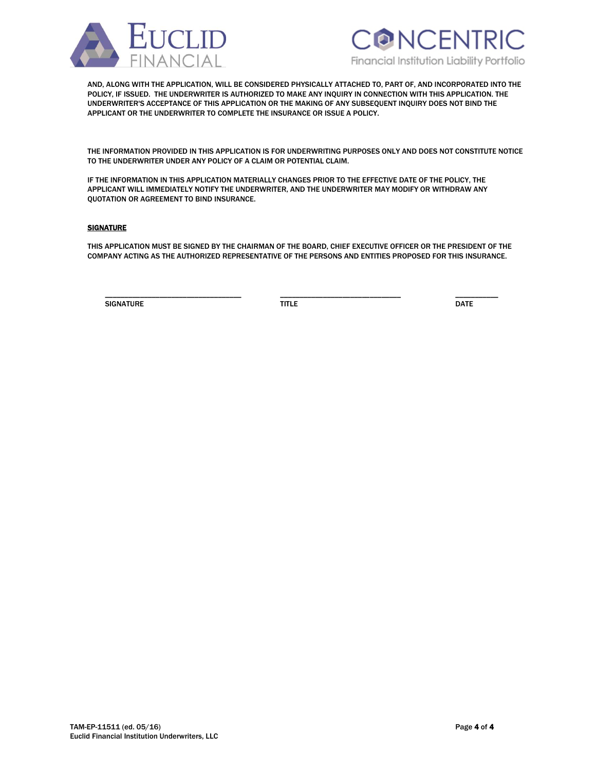AND, ALONG WITH THE APPLICATION, WILL BE CONSIDERED PHYSICALLY ATTACHED TO, PART OF, AND INCORPORATED INTO THE POLICY, IF ISSUED. THE UNDERWRITER IS AUTHORIZED TO MAKE ANY INQUIRY IN CONNECTION WITH THIS APPLICATION. THE UNDERWRITER'S ACCEPTANCE OF THIS APPLICATION OR THE MAKING OF ANY SUBSEQUENT INQUIRY DOES NOT BIND THE APPLICANT OR THE UNDERWRITER TO COMPLETE THE INSURANCE OR ISSUE A POLICY.

THE INFORMATION PROVIDED IN THIS APPLICATION IS FOR UNDERWRITING PURPOSES ONLY AND DOES NOT CONSTITUTE NOTICE TO THE UNDERWRITER UNDER ANY POLICY OF A CLAIM OR POTENTIAL CLAIM.

IF THE INFORMATION IN THIS APPLICATION MATERIALLY CHANGES PRIOR TO THE EFFECTIVE DATE OF THE POLICY, THE APPLICANT WILL IMMEDIATELY NOTIFY THE UNDERWRITER, AND THE UNDERWRITER MAY MODIFY OR WITHDRAW ANY QUOTATION OR AGREEMENT TO BIND INSURANCE.

**SIGNATURE**

THIS APPLICATION MUST BE SIGNED BY THE CHAIRMAN OF THE BOARD, CHIEF EXECUTIVE OFFICER OR THE PRESIDENT OF THE COMPANY ACTING AS THE AUTHORIZED REPRESENTATIVE OF THE PERSONS AND ENTITIES PROPOSED FOR THIS INSURANCE.

| | | |
|---|---|---|
| ______________________________ | ______________________________ | __________ |
| SIGNATURE | TITLE | DATE |

TAM-EP-11511 (ed. 05/16)
Euclid Financial Institution Underwriters, LLC